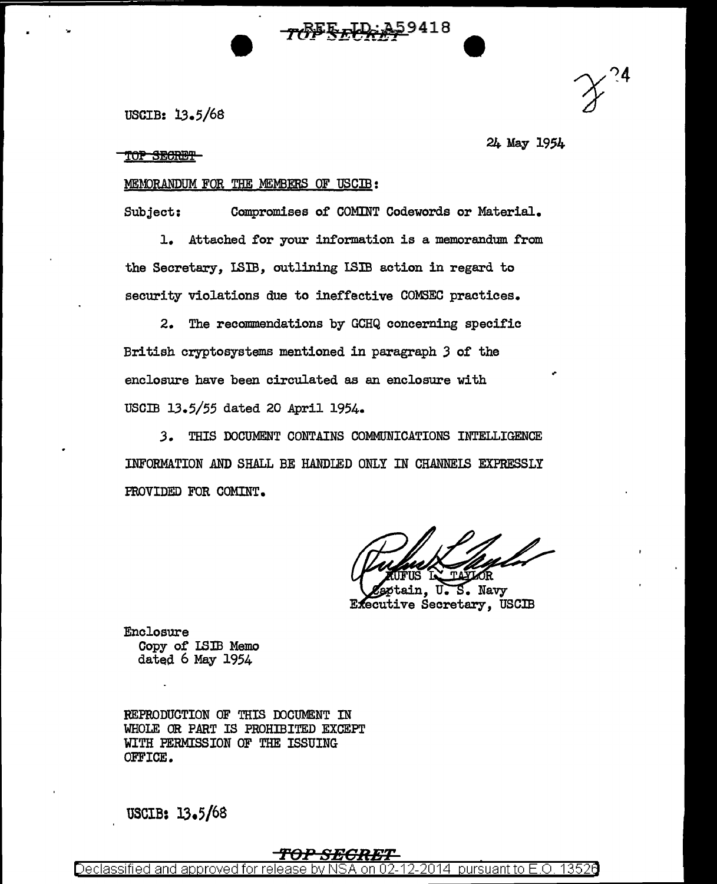USCIB: 13.5/68

24 May 1954

~~TOP SECRET~~

MEMORANDUM FOR THE MEMBERS OF USCIB:

Subject: Compromises of COMINT Codewords or Material.

1. Attached for your information is a memorandum from the Secretary, LSIB, outlining LSIB action in regard to security violations due to ineffective COMSEC practices.

2. The recommendations by GCHQ concerning specific British cryptosystems mentioned in paragraph 3 of the enclosure have been circulated as an enclosure with USCIB 13.5/55 dated 20 April 1954.

3. THIS DOCUMENT CONTAINS COMMUNICATIONS INTELLIGENCE INFORMATION AND SHALL BE HANDLED ONLY IN CHANNELS EXPRESSLY PROVIDED FOR COMINT.

RUFUS L. TAYLOR
Captain, U. S. Navy
Executive Secretary, USCIB

Enclosure
Copy of LSIB Memo
dated 6 May 1954

REPRODUCTION OF THIS DOCUMENT IN WHOLE OR PART IS PROHIBITED EXCEPT WITH PERMISSION OF THE ISSUING OFFICE.

USCIB: 13.5/68

TOP SECRET

Declassified and approved for release by NSA on 02-12-2014 pursuant to E.O. 13526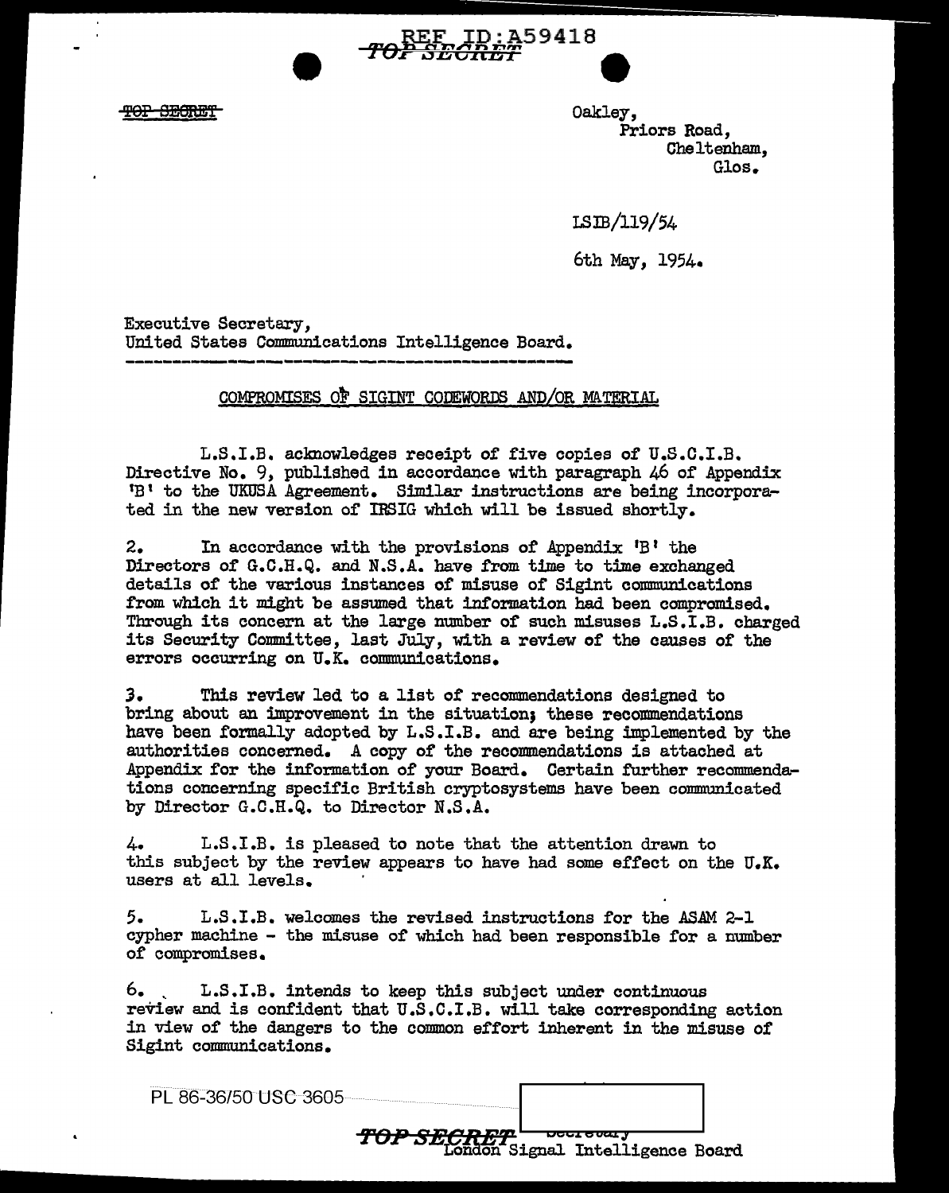REF ID:A59418

TOP SECRET

TOP SECRET

Oakley,
Priors Road,
Cheltenham,
Glos.

LSIB/119/54

6th May, 1954.

Executive Secretary,
United States Communications Intelligence Board.

COMPROMISES OF SIGINT CODEWORDS AND/OR MATERIAL

L.S.I.B. acknowledges receipt of five copies of U.S.C.I.B. Directive No. 9, published in accordance with paragraph 46 of Appendix 'B' to the UKUSA Agreement. Similar instructions are being incorporated in the new version of IRSIG which will be issued shortly.

2. In accordance with the provisions of Appendix 'B' the Directors of G.C.H.Q. and N.S.A. have from time to time exchanged details of the various instances of misuse of Sigint communications from which it might be assumed that information had been compromised. Through its concern at the large number of such misuses L.S.I.B. charged its Security Committee, last July, with a review of the causes of the errors occurring on U.K. communications.

3. This review led to a list of recommendations designed to bring about an improvement in the situation; these recommendations have been formally adopted by L.S.I.B. and are being implemented by the authorities concerned. A copy of the recommendations is attached at Appendix for the information of your Board. Certain further recommendations concerning specific British cryptosystems have been communicated by Director G.C.H.Q. to Director N.S.A.

4. L.S.I.B. is pleased to note that the attention drawn to this subject by the review appears to have had some effect on the U.K. users at all levels.

5. L.S.I.B. welcomes the revised instructions for the ASAM 2-1 cypher machine - the misuse of which had been responsible for a number of compromises.

6. L.S.I.B. intends to keep this subject under continuous review and is confident that U.S.C.I.B. will take corresponding action in view of the dangers to the common effort inherent in the misuse of Sigint communications.

PL 86-36/50 USC 3605

Secretary
London Signal Intelligence Board

TOP SECRET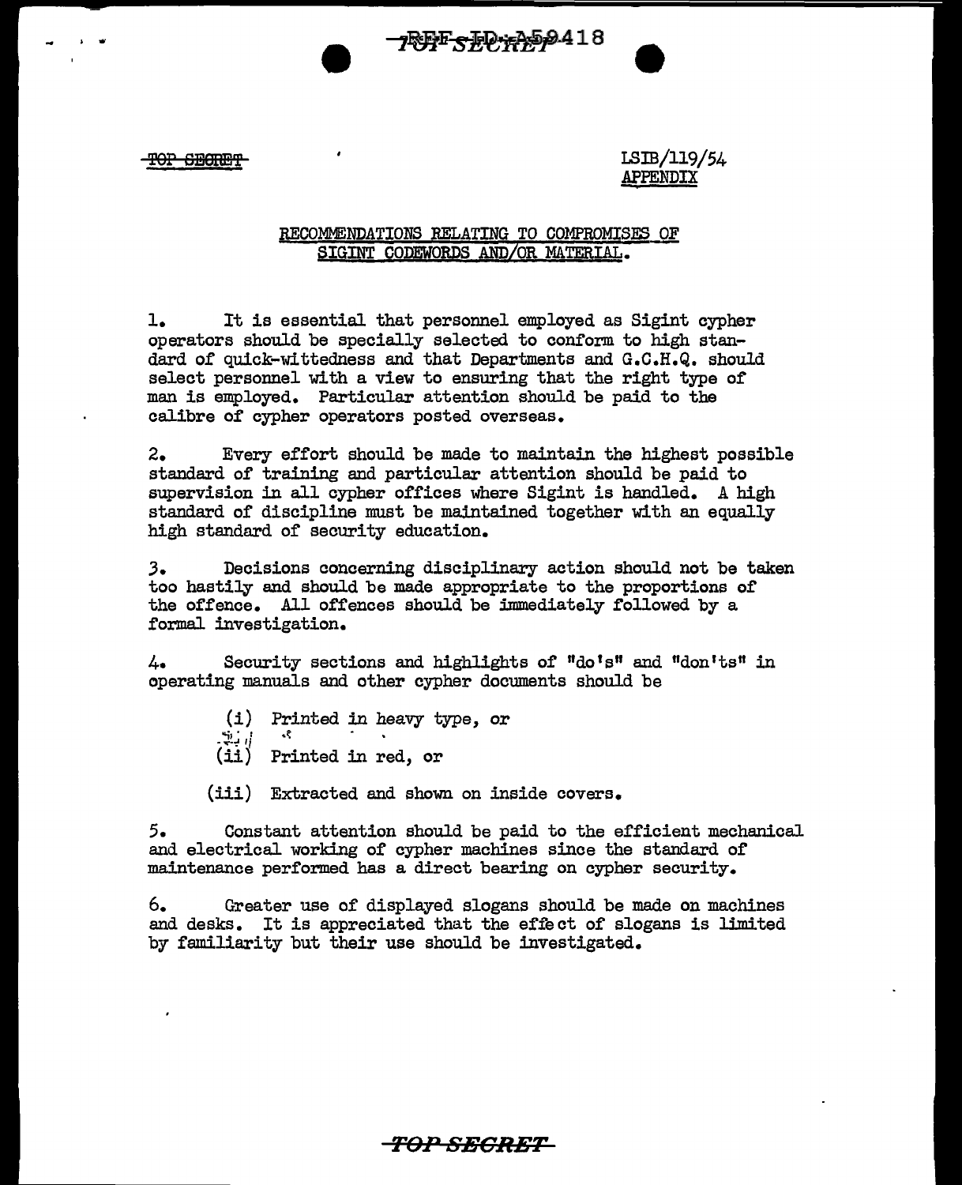TOP SECRET

LSIB/119/54
APPENDIX

## RECOMMENDATIONS RELATING TO COMPROMISES OF SIGINT CODEWORDS AND/OR MATERIAL.

1. It is essential that personnel employed as Sigint cypher operators should be specially selected to conform to high standard of quick-wittedness and that Departments and G.C.H.Q. should select personnel with a view to ensuring that the right type of man is employed. Particular attention should be paid to the calibre of cypher operators posted overseas.

2. Every effort should be made to maintain the highest possible standard of training and particular attention should be paid to supervision in all cypher offices where Sigint is handled. A high standard of discipline must be maintained together with an equally high standard of security education.

3. Decisions concerning disciplinary action should not be taken too hastily and should be made appropriate to the proportions of the offence. All offences should be immediately followed by a formal investigation.

4. Security sections and highlights of "do's" and "don'ts" in operating manuals and other cypher documents should be

   (i) Printed in heavy type, or

   (ii) Printed in red, or

   (iii) Extracted and shown on inside covers.

5. Constant attention should be paid to the efficient mechanical and electrical working of cypher machines since the standard of maintenance performed has a direct bearing on cypher security.

6. Greater use of displayed slogans should be made on machines and desks. It is appreciated that the effect of slogans is limited by familiarity but their use should be investigated.

TOP SECRET